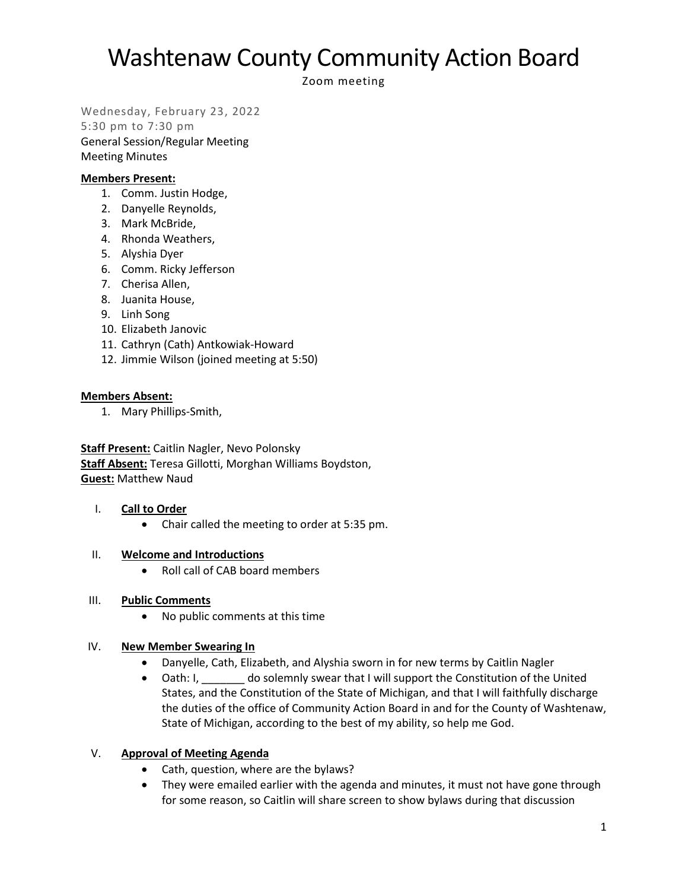# Washtenaw County Community Action Board

Zoom meeting

Wednesday, February 23, 2022
5:30 pm to 7:30 pm
General Session/Regular Meeting
Meeting Minutes

**Members Present:**

1. Comm. Justin Hodge,
2. Danyelle Reynolds,
3. Mark McBride,
4. Rhonda Weathers,
5. Alyshia Dyer
6. Comm. Ricky Jefferson
7. Cherisa Allen,
8. Juanita House,
9. Linh Song
10. Elizabeth Janovic
11. Cathryn (Cath) Antkowiak-Howard
12. Jimmie Wilson (joined meeting at 5:50)

**Members Absent:**

1. Mary Phillips-Smith,

**Staff Present:** Caitlin Nagler, Nevo Polonsky
**Staff Absent:** Teresa Gillotti, Morghan Williams Boydston,
**Guest:** Matthew Naud

I. **Call to Order**
   - Chair called the meeting to order at 5:35 pm.

II. **Welcome and Introductions**
   - Roll call of CAB board members

III. **Public Comments**
   - No public comments at this time

IV. **New Member Swearing In**
   - Danyelle, Cath, Elizabeth, and Alyshia sworn in for new terms by Caitlin Nagler
   - Oath: I, _______ do solemnly swear that I will support the Constitution of the United States, and the Constitution of the State of Michigan, and that I will faithfully discharge the duties of the office of Community Action Board in and for the County of Washtenaw, State of Michigan, according to the best of my ability, so help me God.

V. **Approval of Meeting Agenda**
   - Cath, question, where are the bylaws?
   - They were emailed earlier with the agenda and minutes, it must not have gone through for some reason, so Caitlin will share screen to show bylaws during that discussion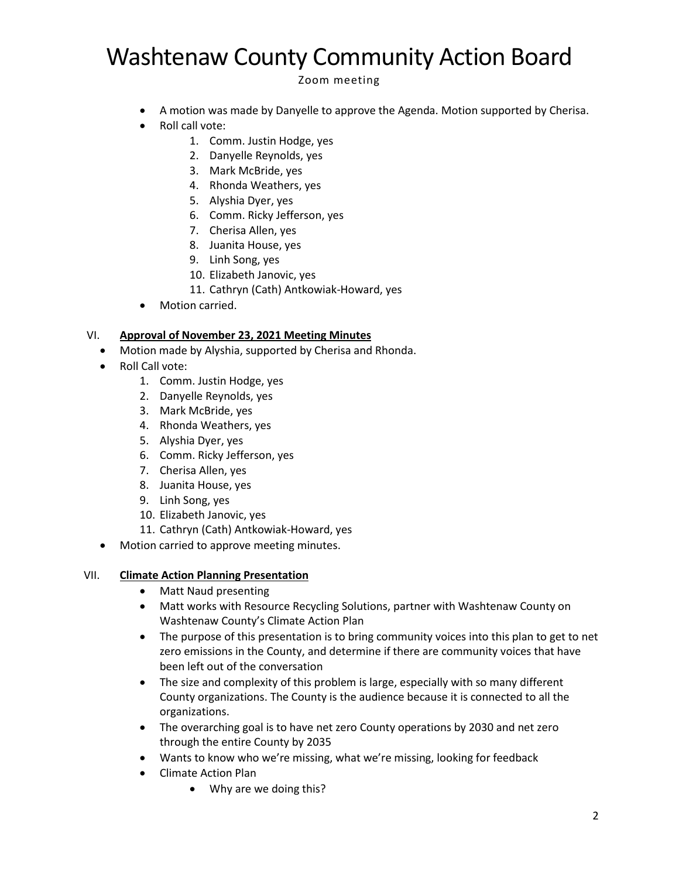- A motion was made by Danyelle to approve the Agenda. Motion supported by Cherisa.
- Roll call vote:
    1. Comm. Justin Hodge, yes
    2. Danyelle Reynolds, yes
    3. Mark McBride, yes
    4. Rhonda Weathers, yes
    5. Alyshia Dyer, yes
    6. Comm. Ricky Jefferson, yes
    7. Cherisa Allen, yes
    8. Juanita House, yes
    9. Linh Song, yes
    10. Elizabeth Janovic, yes
    11. Cathryn (Cath) Antkowiak-Howard, yes
- Motion carried.

VI. **Approval of November 23, 2021 Meeting Minutes**

- Motion made by Alyshia, supported by Cherisa and Rhonda.
- Roll Call vote:
    1. Comm. Justin Hodge, yes
    2. Danyelle Reynolds, yes
    3. Mark McBride, yes
    4. Rhonda Weathers, yes
    5. Alyshia Dyer, yes
    6. Comm. Ricky Jefferson, yes
    7. Cherisa Allen, yes
    8. Juanita House, yes
    9. Linh Song, yes
    10. Elizabeth Janovic, yes
    11. Cathryn (Cath) Antkowiak-Howard, yes
- Motion carried to approve meeting minutes.

VII. **Climate Action Planning Presentation**

- Matt Naud presenting
- Matt works with Resource Recycling Solutions, partner with Washtenaw County on Washtenaw County's Climate Action Plan
- The purpose of this presentation is to bring community voices into this plan to get to net zero emissions in the County, and determine if there are community voices that have been left out of the conversation
- The size and complexity of this problem is large, especially with so many different County organizations. The County is the audience because it is connected to all the organizations.
- The overarching goal is to have net zero County operations by 2030 and net zero through the entire County by 2035
- Wants to know who we're missing, what we're missing, looking for feedback
- Climate Action Plan
    - Why are we doing this?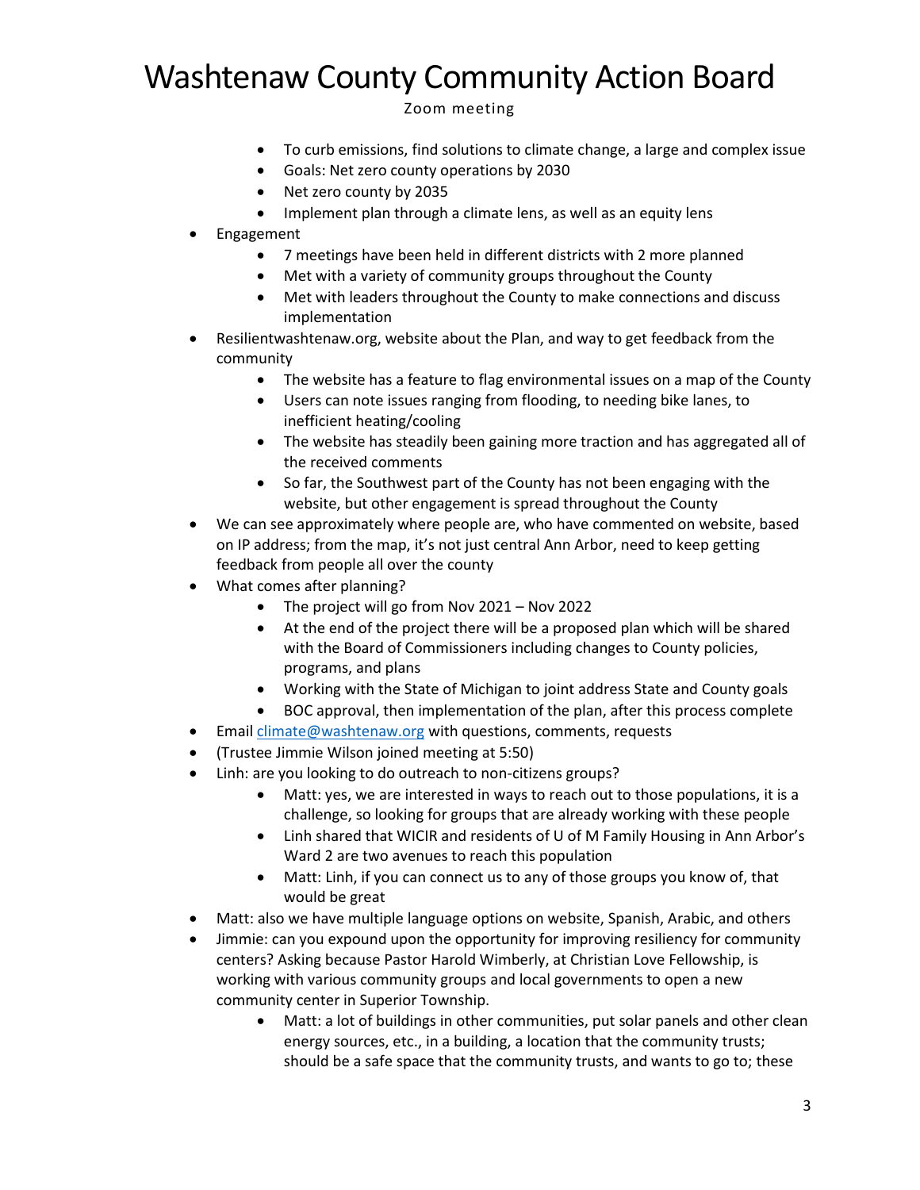- To curb emissions, find solutions to climate change, a large and complex issue
    - Goals: Net zero county operations by 2030
    - Net zero county by 2035
    - Implement plan through a climate lens, as well as an equity lens
- Engagement
    - 7 meetings have been held in different districts with 2 more planned
    - Met with a variety of community groups throughout the County
    - Met with leaders throughout the County to make connections and discuss implementation
- Resilientwashtenaw.org, website about the Plan, and way to get feedback from the community
    - The website has a feature to flag environmental issues on a map of the County
    - Users can note issues ranging from flooding, to needing bike lanes, to inefficient heating/cooling
    - The website has steadily been gaining more traction and has aggregated all of the received comments
    - So far, the Southwest part of the County has not been engaging with the website, but other engagement is spread throughout the County
- We can see approximately where people are, who have commented on website, based on IP address; from the map, it's not just central Ann Arbor, need to keep getting feedback from people all over the county
- What comes after planning?
    - The project will go from Nov 2021 – Nov 2022
    - At the end of the project there will be a proposed plan which will be shared with the Board of Commissioners including changes to County policies, programs, and plans
    - Working with the State of Michigan to joint address State and County goals
    - BOC approval, then implementation of the plan, after this process complete
- Email [climate@washtenaw.org](mailto:climate@washtenaw.org) with questions, comments, requests
- (Trustee Jimmie Wilson joined meeting at 5:50)
- Linh: are you looking to do outreach to non-citizens groups?
    - Matt: yes, we are interested in ways to reach out to those populations, it is a challenge, so looking for groups that are already working with these people
    - Linh shared that WICIR and residents of U of M Family Housing in Ann Arbor's Ward 2 are two avenues to reach this population
    - Matt: Linh, if you can connect us to any of those groups you know of, that would be great
- Matt: also we have multiple language options on website, Spanish, Arabic, and others
- Jimmie: can you expound upon the opportunity for improving resiliency for community centers? Asking because Pastor Harold Wimberly, at Christian Love Fellowship, is working with various community groups and local governments to open a new community center in Superior Township.
    - Matt: a lot of buildings in other communities, put solar panels and other clean energy sources, etc., in a building, a location that the community trusts; should be a safe space that the community trusts, and wants to go to; these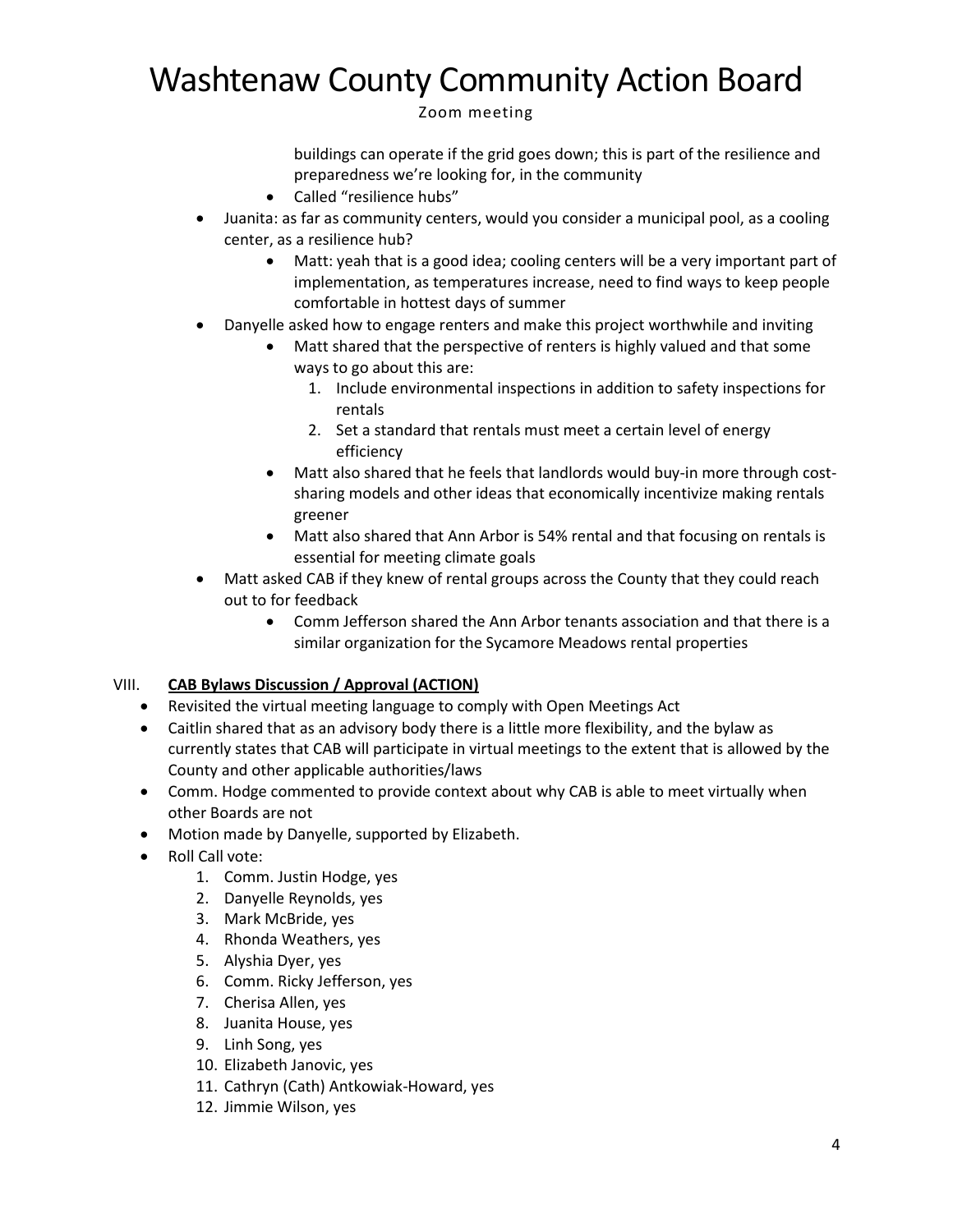buildings can operate if the grid goes down; this is part of the resilience and preparedness we're looking for, in the community

- Called "resilience hubs"

- Juanita: as far as community centers, would you consider a municipal pool, as a cooling center, as a resilience hub?
  - Matt: yeah that is a good idea; cooling centers will be a very important part of implementation, as temperatures increase, need to find ways to keep people comfortable in hottest days of summer
- Danyelle asked how to engage renters and make this project worthwhile and inviting
  - Matt shared that the perspective of renters is highly valued and that some ways to go about this are:
    1. Include environmental inspections in addition to safety inspections for rentals
    2. Set a standard that rentals must meet a certain level of energy efficiency
  - Matt also shared that he feels that landlords would buy-in more through cost-sharing models and other ideas that economically incentivize making rentals greener
  - Matt also shared that Ann Arbor is 54% rental and that focusing on rentals is essential for meeting climate goals
- Matt asked CAB if they knew of rental groups across the County that they could reach out to for feedback
  - Comm Jefferson shared the Ann Arbor tenants association and that there is a similar organization for the Sycamore Meadows rental properties

VIII. **CAB Bylaws Discussion / Approval (ACTION)**

- Revisited the virtual meeting language to comply with Open Meetings Act
- Caitlin shared that as an advisory body there is a little more flexibility, and the bylaw as currently states that CAB will participate in virtual meetings to the extent that is allowed by the County and other applicable authorities/laws
- Comm. Hodge commented to provide context about why CAB is able to meet virtually when other Boards are not
- Motion made by Danyelle, supported by Elizabeth.
- Roll Call vote:
  1. Comm. Justin Hodge, yes
  2. Danyelle Reynolds, yes
  3. Mark McBride, yes
  4. Rhonda Weathers, yes
  5. Alyshia Dyer, yes
  6. Comm. Ricky Jefferson, yes
  7. Cherisa Allen, yes
  8. Juanita House, yes
  9. Linh Song, yes
  10. Elizabeth Janovic, yes
  11. Cathryn (Cath) Antkowiak-Howard, yes
  12. Jimmie Wilson, yes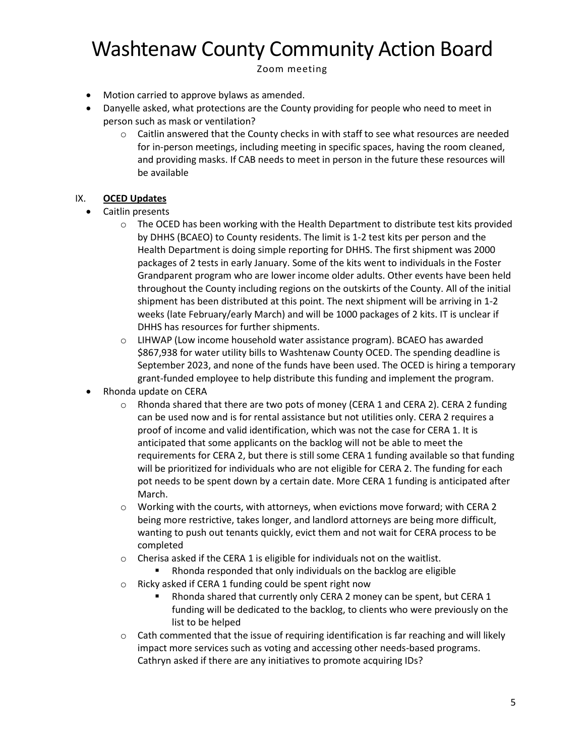- Motion carried to approve bylaws as amended.
- Danyelle asked, what protections are the County providing for people who need to meet in person such as mask or ventilation?
    - Caitlin answered that the County checks in with staff to see what resources are needed for in-person meetings, including meeting in specific spaces, having the room cleaned, and providing masks. If CAB needs to meet in person in the future these resources will be available

## IX. **OCED Updates**

- Caitlin presents
    - The OCED has been working with the Health Department to distribute test kits provided by DHHS (BCAEO) to County residents. The limit is 1-2 test kits per person and the Health Department is doing simple reporting for DHHS. The first shipment was 2000 packages of 2 tests in early January. Some of the kits went to individuals in the Foster Grandparent program who are lower income older adults. Other events have been held throughout the County including regions on the outskirts of the County. All of the initial shipment has been distributed at this point. The next shipment will be arriving in 1-2 weeks (late February/early March) and will be 1000 packages of 2 kits. IT is unclear if DHHS has resources for further shipments.
    - LIHWAP (Low income household water assistance program). BCAEO has awarded $867,938 for water utility bills to Washtenaw County OCED. The spending deadline is September 2023, and none of the funds have been used. The OCED is hiring a temporary grant-funded employee to help distribute this funding and implement the program.
- Rhonda update on CERA
    - Rhonda shared that there are two pots of money (CERA 1 and CERA 2). CERA 2 funding can be used now and is for rental assistance but not utilities only. CERA 2 requires a proof of income and valid identification, which was not the case for CERA 1. It is anticipated that some applicants on the backlog will not be able to meet the requirements for CERA 2, but there is still some CERA 1 funding available so that funding will be prioritized for individuals who are not eligible for CERA 2. The funding for each pot needs to be spent down by a certain date. More CERA 1 funding is anticipated after March.
    - Working with the courts, with attorneys, when evictions move forward; with CERA 2 being more restrictive, takes longer, and landlord attorneys are being more difficult, wanting to push out tenants quickly, evict them and not wait for CERA process to be completed
    - Cherisa asked if the CERA 1 is eligible for individuals not on the waitlist.
        - Rhonda responded that only individuals on the backlog are eligible
    - Ricky asked if CERA 1 funding could be spent right now
        - Rhonda shared that currently only CERA 2 money can be spent, but CERA 1 funding will be dedicated to the backlog, to clients who were previously on the list to be helped
    - Cath commented that the issue of requiring identification is far reaching and will likely impact more services such as voting and accessing other needs-based programs. Cathryn asked if there are any initiatives to promote acquiring IDs?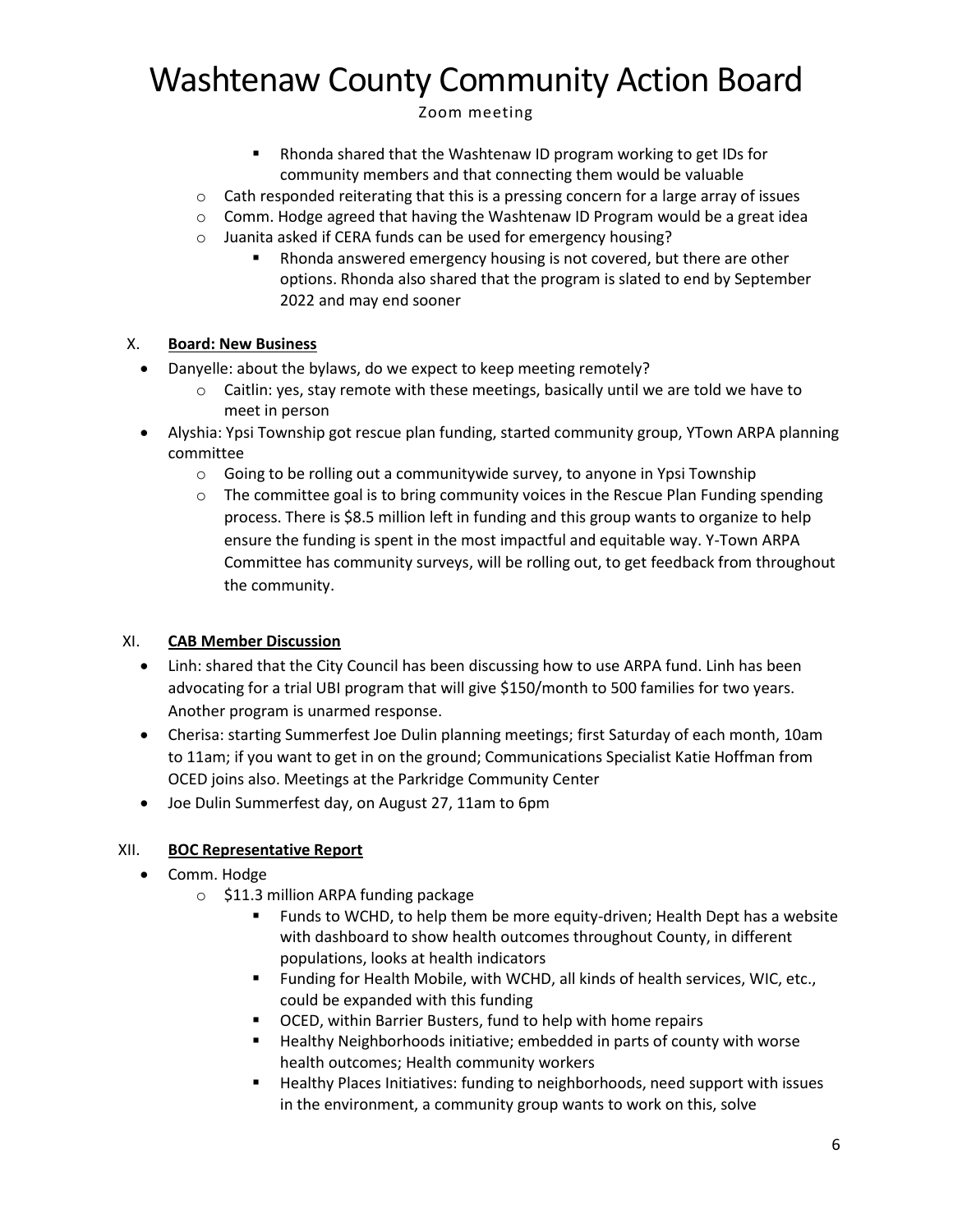# Washtenaw County Community Action Board

Zoom meeting

        - Rhonda shared that the Washtenaw ID program working to get IDs for community members and that connecting them would be valuable
    - Cath responded reiterating that this is a pressing concern for a large array of issues
    - Comm. Hodge agreed that having the Washtenaw ID Program would be a great idea
    - Juanita asked if CERA funds can be used for emergency housing?
        - Rhonda answered emergency housing is not covered, but there are other options. Rhonda also shared that the program is slated to end by September 2022 and may end sooner

## X. **Board: New Business**

- Danyelle: about the bylaws, do we expect to keep meeting remotely?
    - Caitlin: yes, stay remote with these meetings, basically until we are told we have to meet in person
- Alyshia: Ypsi Township got rescue plan funding, started community group, YTown ARPA planning committee
    - Going to be rolling out a communitywide survey, to anyone in Ypsi Township
    - The committee goal is to bring community voices in the Rescue Plan Funding spending process. There is $8.5 million left in funding and this group wants to organize to help ensure the funding is spent in the most impactful and equitable way. Y-Town ARPA Committee has community surveys, will be rolling out, to get feedback from throughout the community.

## XI. **CAB Member Discussion**

- Linh: shared that the City Council has been discussing how to use ARPA fund. Linh has been advocating for a trial UBI program that will give $150/month to 500 families for two years. Another program is unarmed response.
- Cherisa: starting Summerfest Joe Dulin planning meetings; first Saturday of each month, 10am to 11am; if you want to get in on the ground; Communications Specialist Katie Hoffman from OCED joins also. Meetings at the Parkridge Community Center
- Joe Dulin Summerfest day, on August 27, 11am to 6pm

## XII. **BOC Representative Report**

- Comm. Hodge
    - $11.3 million ARPA funding package
        - Funds to WCHD, to help them be more equity-driven; Health Dept has a website with dashboard to show health outcomes throughout County, in different populations, looks at health indicators
        - Funding for Health Mobile, with WCHD, all kinds of health services, WIC, etc., could be expanded with this funding
        - OCED, within Barrier Busters, fund to help with home repairs
        - Healthy Neighborhoods initiative; embedded in parts of county with worse health outcomes; Health community workers
        - Healthy Places Initiatives: funding to neighborhoods, need support with issues in the environment, a community group wants to work on this, solve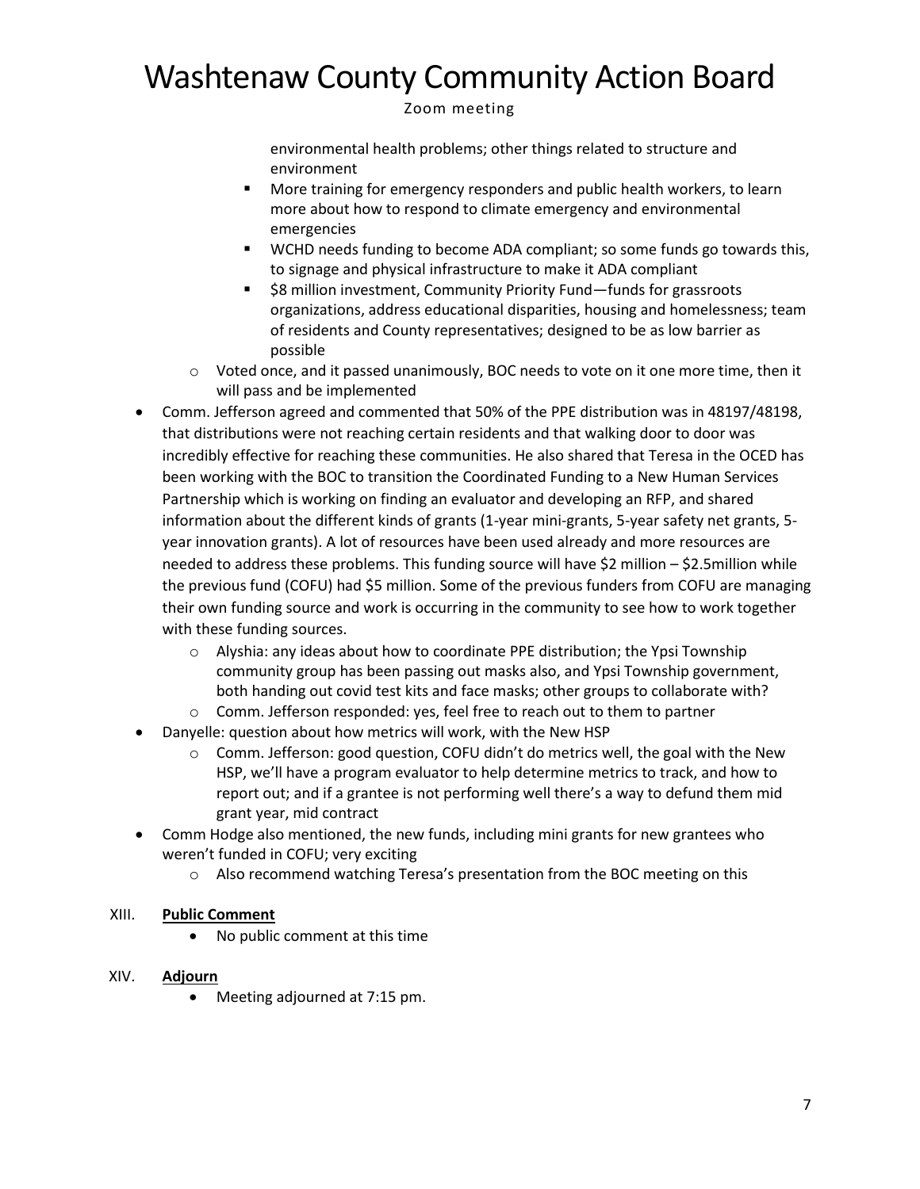environmental health problems; other things related to structure and environment

            - More training for emergency responders and public health workers, to learn more about how to respond to climate emergency and environmental emergencies
            - WCHD needs funding to become ADA compliant; so some funds go towards this, to signage and physical infrastructure to make it ADA compliant
            - $8 million investment, Community Priority Fund—funds for grassroots organizations, address educational disparities, housing and homelessness; team of residents and County representatives; designed to be as low barrier as possible
        - Voted once, and it passed unanimously, BOC needs to vote on it one more time, then it will pass and be implemented
- Comm. Jefferson agreed and commented that 50% of the PPE distribution was in 48197/48198, that distributions were not reaching certain residents and that walking door to door was incredibly effective for reaching these communities. He also shared that Teresa in the OCED has been working with the BOC to transition the Coordinated Funding to a New Human Services Partnership which is working on finding an evaluator and developing an RFP, and shared information about the different kinds of grants (1-year mini-grants, 5-year safety net grants, 5-year innovation grants). A lot of resources have been used already and more resources are needed to address these problems. This funding source will have $2 million – $2.5million while the previous fund (COFU) had $5 million. Some of the previous funders from COFU are managing their own funding source and work is occurring in the community to see how to work together with these funding sources.
    - Alyshia: any ideas about how to coordinate PPE distribution; the Ypsi Township community group has been passing out masks also, and Ypsi Township government, both handing out covid test kits and face masks; other groups to collaborate with?
    - Comm. Jefferson responded: yes, feel free to reach out to them to partner
- Danyelle: question about how metrics will work, with the New HSP
    - Comm. Jefferson: good question, COFU didn't do metrics well, the goal with the New HSP, we'll have a program evaluator to help determine metrics to track, and how to report out; and if a grantee is not performing well there's a way to defund them mid grant year, mid contract
- Comm Hodge also mentioned, the new funds, including mini grants for new grantees who weren't funded in COFU; very exciting
    - Also recommend watching Teresa's presentation from the BOC meeting on this

XIII. **Public Comment**

- No public comment at this time

XIV. **Adjourn**

- Meeting adjourned at 7:15 pm.